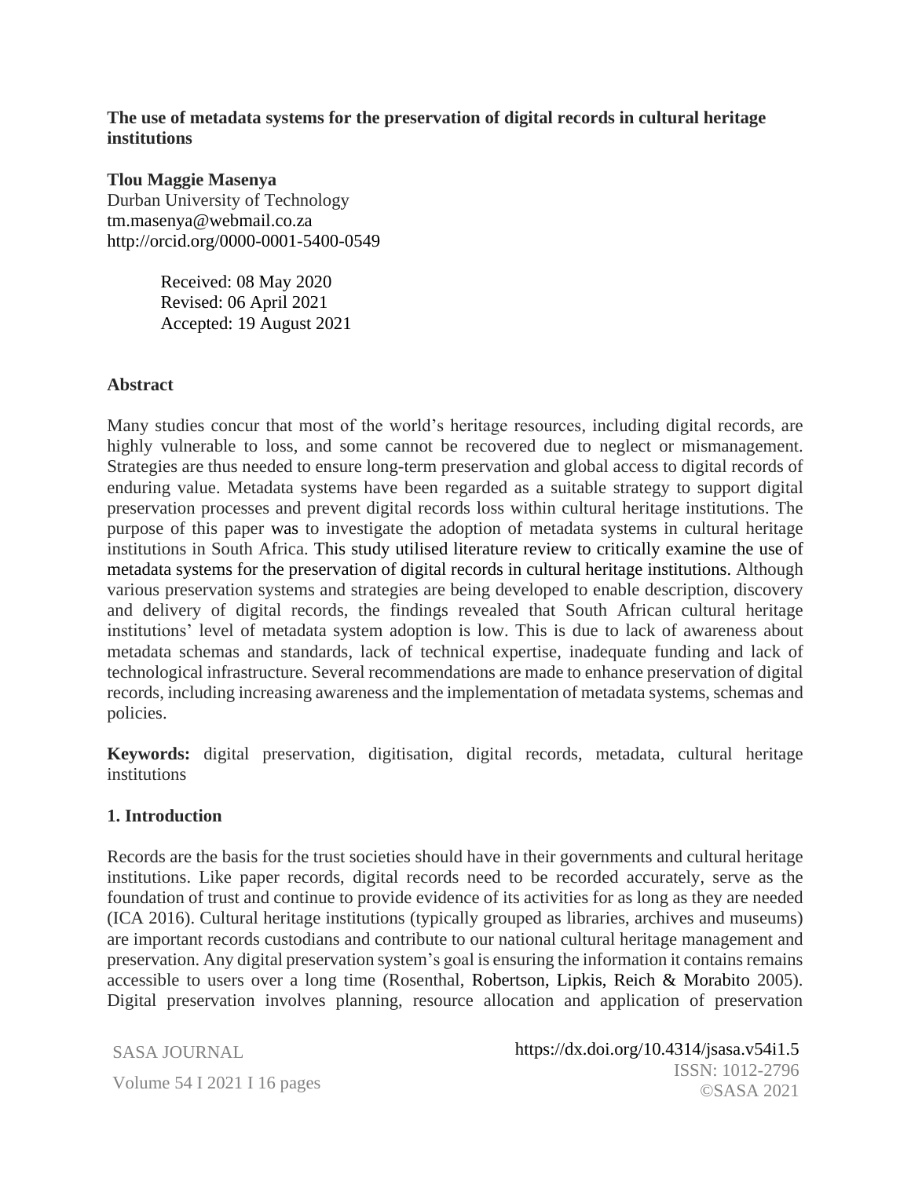**The use of metadata systems for the preservation of digital records in cultural heritage institutions**

**Tlou Maggie Masenya**
Durban University of Technology
tm.masenya@webmail.co.za
http://orcid.org/0000-0001-5400-0549

Received: 08 May 2020
Revised: 06 April 2021
Accepted: 19 August 2021

## Abstract

Many studies concur that most of the world's heritage resources, including digital records, are highly vulnerable to loss, and some cannot be recovered due to neglect or mismanagement. Strategies are thus needed to ensure long-term preservation and global access to digital records of enduring value. Metadata systems have been regarded as a suitable strategy to support digital preservation processes and prevent digital records loss within cultural heritage institutions. The purpose of this paper was to investigate the adoption of metadata systems in cultural heritage institutions in South Africa. This study utilised literature review to critically examine the use of metadata systems for the preservation of digital records in cultural heritage institutions. Although various preservation systems and strategies are being developed to enable description, discovery and delivery of digital records, the findings revealed that South African cultural heritage institutions' level of metadata system adoption is low. This is due to lack of awareness about metadata schemas and standards, lack of technical expertise, inadequate funding and lack of technological infrastructure. Several recommendations are made to enhance preservation of digital records, including increasing awareness and the implementation of metadata systems, schemas and policies.

**Keywords:** digital preservation, digitisation, digital records, metadata, cultural heritage institutions

## 1. Introduction

Records are the basis for the trust societies should have in their governments and cultural heritage institutions. Like paper records, digital records need to be recorded accurately, serve as the foundation of trust and continue to provide evidence of its activities for as long as they are needed (ICA 2016). Cultural heritage institutions (typically grouped as libraries, archives and museums) are important records custodians and contribute to our national cultural heritage management and preservation. Any digital preservation system's goal is ensuring the information it contains remains accessible to users over a long time (Rosenthal, Robertson, Lipkis, Reich & Morabito 2005). Digital preservation involves planning, resource allocation and application of preservation

https://dx.doi.org/10.4314/jsasa.v54i1.5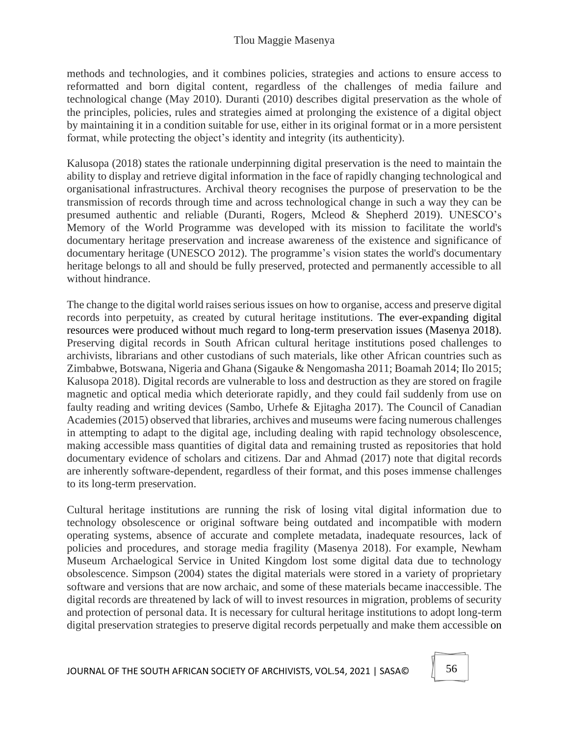methods and technologies, and it combines policies, strategies and actions to ensure access to reformatted and born digital content, regardless of the challenges of media failure and technological change (May 2010). Duranti (2010) describes digital preservation as the whole of the principles, policies, rules and strategies aimed at prolonging the existence of a digital object by maintaining it in a condition suitable for use, either in its original format or in a more persistent format, while protecting the object's identity and integrity (its authenticity).

Kalusopa (2018) states the rationale underpinning digital preservation is the need to maintain the ability to display and retrieve digital information in the face of rapidly changing technological and organisational infrastructures. Archival theory recognises the purpose of preservation to be the transmission of records through time and across technological change in such a way they can be presumed authentic and reliable (Duranti, Rogers, Mcleod & Shepherd 2019). UNESCO's Memory of the World Programme was developed with its mission to facilitate the world's documentary heritage preservation and increase awareness of the existence and significance of documentary heritage (UNESCO 2012). The programme's vision states the world's documentary heritage belongs to all and should be fully preserved, protected and permanently accessible to all without hindrance.

The change to the digital world raises serious issues on how to organise, access and preserve digital records into perpetuity, as created by cutural heritage institutions. The ever-expanding digital resources were produced without much regard to long-term preservation issues (Masenya 2018). Preserving digital records in South African cultural heritage institutions posed challenges to archivists, librarians and other custodians of such materials, like other African countries such as Zimbabwe, Botswana, Nigeria and Ghana (Sigauke & Nengomasha 2011; Boamah 2014; Ilo 2015; Kalusopa 2018). Digital records are vulnerable to loss and destruction as they are stored on fragile magnetic and optical media which deteriorate rapidly, and they could fail suddenly from use on faulty reading and writing devices (Sambo, Urhefe & Ejitagha 2017). The Council of Canadian Academies (2015) observed that libraries, archives and museums were facing numerous challenges in attempting to adapt to the digital age, including dealing with rapid technology obsolescence, making accessible mass quantities of digital data and remaining trusted as repositories that hold documentary evidence of scholars and citizens. Dar and Ahmad (2017) note that digital records are inherently software-dependent, regardless of their format, and this poses immense challenges to its long-term preservation.

Cultural heritage institutions are running the risk of losing vital digital information due to technology obsolescence or original software being outdated and incompatible with modern operating systems, absence of accurate and complete metadata, inadequate resources, lack of policies and procedures, and storage media fragility (Masenya 2018). For example, Newham Museum Archaelogical Service in United Kingdom lost some digital data due to technology obsolescence. Simpson (2004) states the digital materials were stored in a variety of proprietary software and versions that are now archaic, and some of these materials became inaccessible. The digital records are threatened by lack of will to invest resources in migration, problems of security and protection of personal data. It is necessary for cultural heritage institutions to adopt long-term digital preservation strategies to preserve digital records perpetually and make them accessible on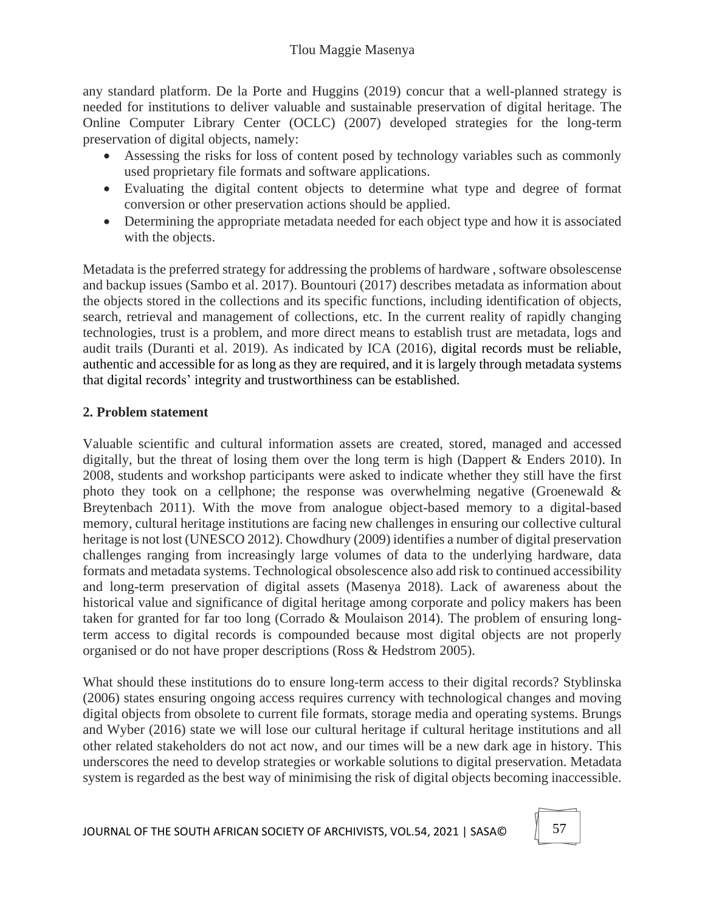any standard platform. De la Porte and Huggins (2019) concur that a well-planned strategy is needed for institutions to deliver valuable and sustainable preservation of digital heritage. The Online Computer Library Center (OCLC) (2007) developed strategies for the long-term preservation of digital objects, namely:

- Assessing the risks for loss of content posed by technology variables such as commonly used proprietary file formats and software applications.
- Evaluating the digital content objects to determine what type and degree of format conversion or other preservation actions should be applied.
- Determining the appropriate metadata needed for each object type and how it is associated with the objects.

Metadata is the preferred strategy for addressing the problems of hardware , software obsolescense and backup issues (Sambo et al. 2017). Bountouri (2017) describes metadata as information about the objects stored in the collections and its specific functions, including identification of objects, search, retrieval and management of collections, etc. In the current reality of rapidly changing technologies, trust is a problem, and more direct means to establish trust are metadata, logs and audit trails (Duranti et al. 2019). As indicated by ICA (2016), digital records must be reliable, authentic and accessible for as long as they are required, and it is largely through metadata systems that digital records' integrity and trustworthiness can be established.

## 2. Problem statement

Valuable scientific and cultural information assets are created, stored, managed and accessed digitally, but the threat of losing them over the long term is high (Dappert & Enders 2010). In 2008, students and workshop participants were asked to indicate whether they still have the first photo they took on a cellphone; the response was overwhelming negative (Groenewald & Breytenbach 2011). With the move from analogue object-based memory to a digital-based memory, cultural heritage institutions are facing new challenges in ensuring our collective cultural heritage is not lost (UNESCO 2012). Chowdhury (2009) identifies a number of digital preservation challenges ranging from increasingly large volumes of data to the underlying hardware, data formats and metadata systems. Technological obsolescence also add risk to continued accessibility and long-term preservation of digital assets (Masenya 2018). Lack of awareness about the historical value and significance of digital heritage among corporate and policy makers has been taken for granted for far too long (Corrado & Moulaison 2014). The problem of ensuring long-term access to digital records is compounded because most digital objects are not properly organised or do not have proper descriptions (Ross & Hedstrom 2005).

What should these institutions do to ensure long-term access to their digital records? Styblinska (2006) states ensuring ongoing access requires currency with technological changes and moving digital objects from obsolete to current file formats, storage media and operating systems. Brungs and Wyber (2016) state we will lose our cultural heritage if cultural heritage institutions and all other related stakeholders do not act now, and our times will be a new dark age in history. This underscores the need to develop strategies or workable solutions to digital preservation. Metadata system is regarded as the best way of minimising the risk of digital objects becoming inaccessible.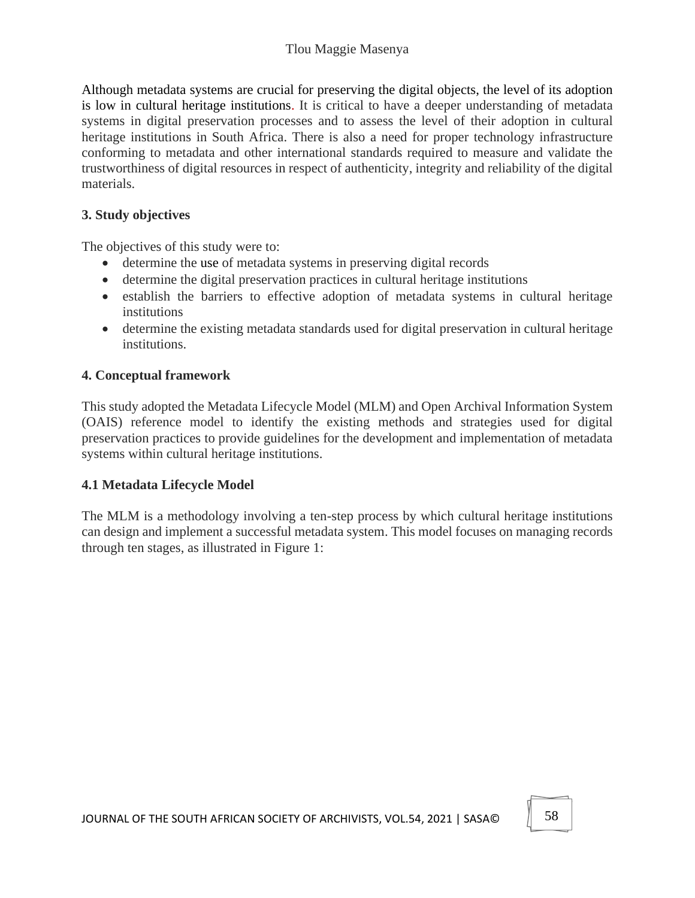Although metadata systems are crucial for preserving the digital objects, the level of its adoption is low in cultural heritage institutions. It is critical to have a deeper understanding of metadata systems in digital preservation processes and to assess the level of their adoption in cultural heritage institutions in South Africa. There is also a need for proper technology infrastructure conforming to metadata and other international standards required to measure and validate the trustworthiness of digital resources in respect of authenticity, integrity and reliability of the digital materials.

## 3. Study objectives

The objectives of this study were to:

- determine the use of metadata systems in preserving digital records
- determine the digital preservation practices in cultural heritage institutions
- establish the barriers to effective adoption of metadata systems in cultural heritage institutions
- determine the existing metadata standards used for digital preservation in cultural heritage institutions.

## 4. Conceptual framework

This study adopted the Metadata Lifecycle Model (MLM) and Open Archival Information System (OAIS) reference model to identify the existing methods and strategies used for digital preservation practices to provide guidelines for the development and implementation of metadata systems within cultural heritage institutions.

### 4.1 Metadata Lifecycle Model

The MLM is a methodology involving a ten-step process by which cultural heritage institutions can design and implement a successful metadata system. This model focuses on managing records through ten stages, as illustrated in Figure 1: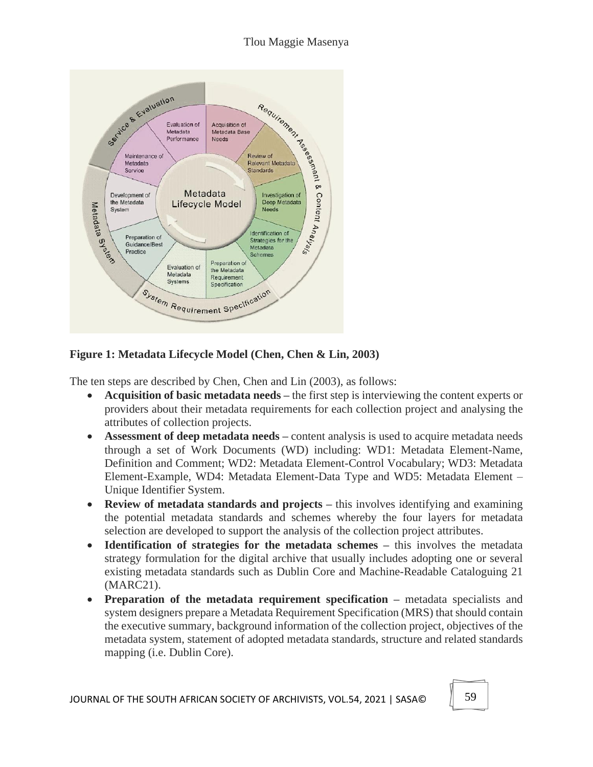**Figure 1: Metadata Lifecycle Model (Chen, Chen & Lin, 2003)**

The ten steps are described by Chen, Chen and Lin (2003), as follows:

- **Acquisition of basic metadata needs –** the first step is interviewing the content experts or providers about their metadata requirements for each collection project and analysing the attributes of collection projects.
- **Assessment of deep metadata needs –** content analysis is used to acquire metadata needs through a set of Work Documents (WD) including: WD1: Metadata Element-Name, Definition and Comment; WD2: Metadata Element-Control Vocabulary; WD3: Metadata Element-Example, WD4: Metadata Element-Data Type and WD5: Metadata Element – Unique Identifier System.
- **Review of metadata standards and projects –** this involves identifying and examining the potential metadata standards and schemes whereby the four layers for metadata selection are developed to support the analysis of the collection project attributes.
- **Identification of strategies for the metadata schemes –** this involves the metadata strategy formulation for the digital archive that usually includes adopting one or several existing metadata standards such as Dublin Core and Machine-Readable Cataloguing 21 (MARC21).
- **Preparation of the metadata requirement specification –** metadata specialists and system designers prepare a Metadata Requirement Specification (MRS) that should contain the executive summary, background information of the collection project, objectives of the metadata system, statement of adopted metadata standards, structure and related standards mapping (i.e. Dublin Core).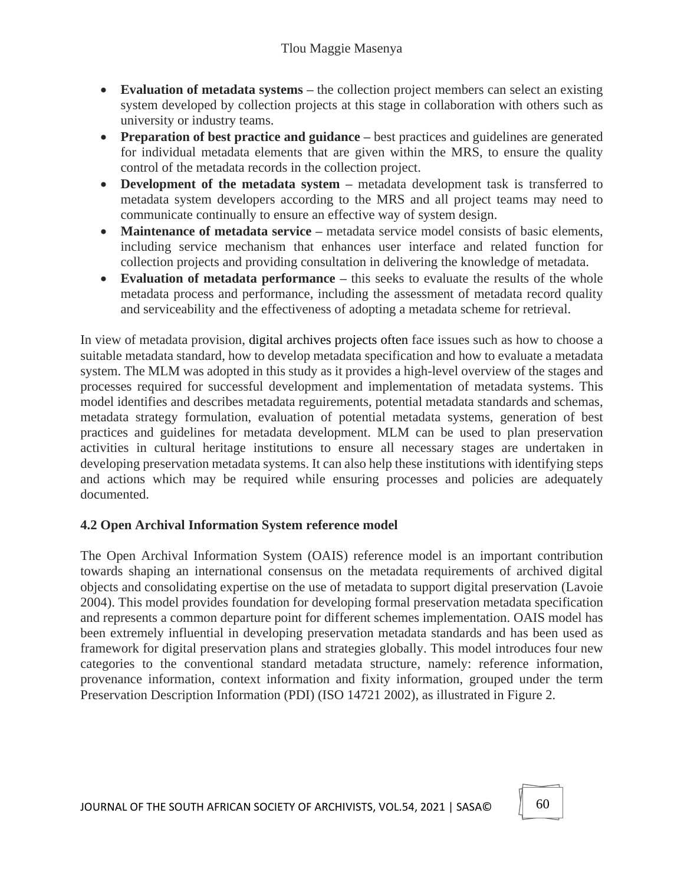- **Evaluation of metadata systems –** the collection project members can select an existing system developed by collection projects at this stage in collaboration with others such as university or industry teams.
- **Preparation of best practice and guidance –** best practices and guidelines are generated for individual metadata elements that are given within the MRS, to ensure the quality control of the metadata records in the collection project.
- **Development of the metadata system –** metadata development task is transferred to metadata system developers according to the MRS and all project teams may need to communicate continually to ensure an effective way of system design.
- **Maintenance of metadata service –** metadata service model consists of basic elements, including service mechanism that enhances user interface and related function for collection projects and providing consultation in delivering the knowledge of metadata.
- **Evaluation of metadata performance –** this seeks to evaluate the results of the whole metadata process and performance, including the assessment of metadata record quality and serviceability and the effectiveness of adopting a metadata scheme for retrieval.

In view of metadata provision, digital archives projects often face issues such as how to choose a suitable metadata standard, how to develop metadata specification and how to evaluate a metadata system. The MLM was adopted in this study as it provides a high-level overview of the stages and processes required for successful development and implementation of metadata systems. This model identifies and describes metadata reguirements, potential metadata standards and schemas, metadata strategy formulation, evaluation of potential metadata systems, generation of best practices and guidelines for metadata development. MLM can be used to plan preservation activities in cultural heritage institutions to ensure all necessary stages are undertaken in developing preservation metadata systems. It can also help these institutions with identifying steps and actions which may be required while ensuring processes and policies are adequately documented.

### 4.2 Open Archival Information System reference model

The Open Archival Information System (OAIS) reference model is an important contribution towards shaping an international consensus on the metadata requirements of archived digital objects and consolidating expertise on the use of metadata to support digital preservation (Lavoie 2004). This model provides foundation for developing formal preservation metadata specification and represents a common departure point for different schemes implementation. OAIS model has been extremely influential in developing preservation metadata standards and has been used as framework for digital preservation plans and strategies globally. This model introduces four new categories to the conventional standard metadata structure, namely: reference information, provenance information, context information and fixity information, grouped under the term Preservation Description Information (PDI) (ISO 14721 2002), as illustrated in Figure 2.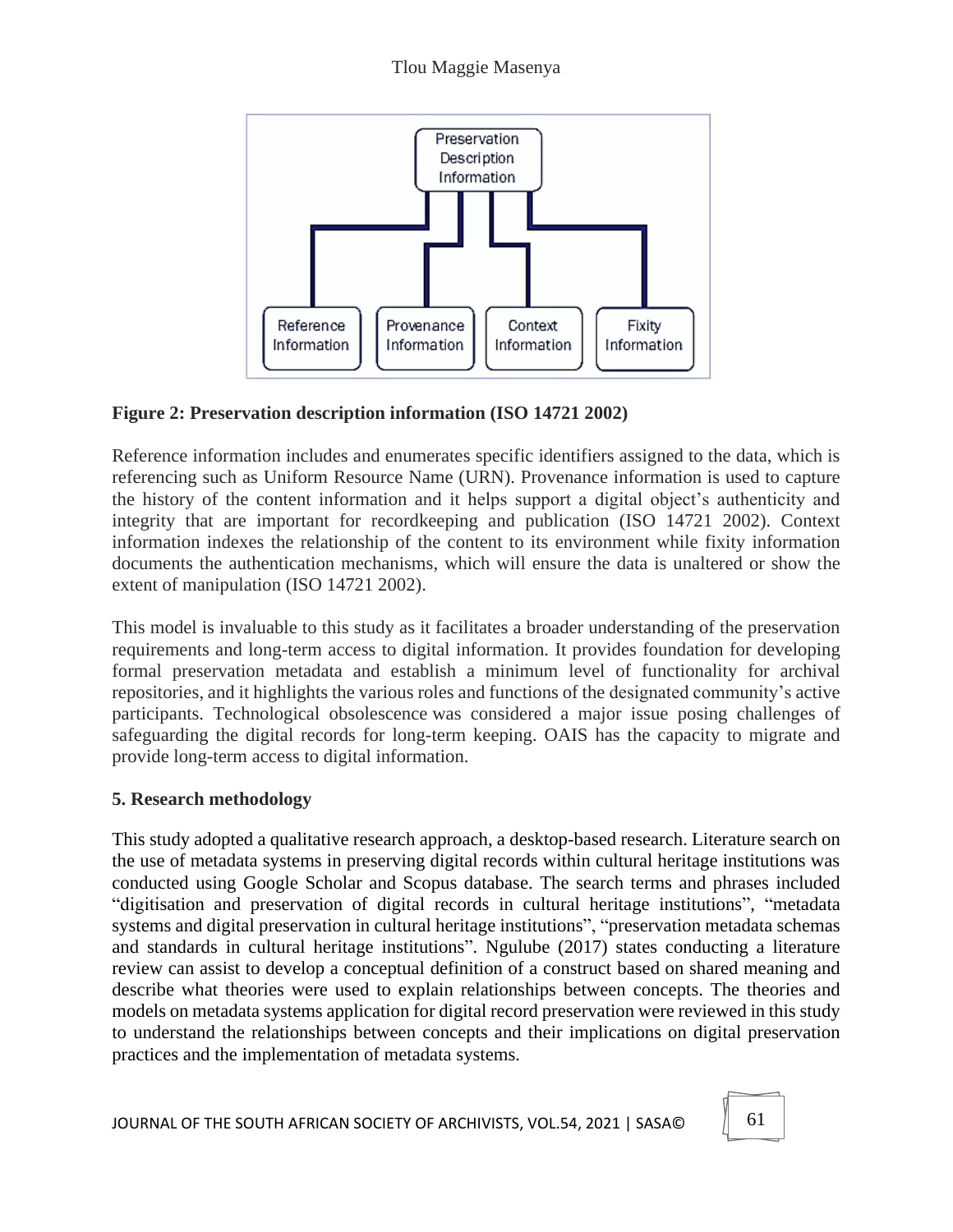**Figure 2: Preservation description information (ISO 14721 2002)**

Reference information includes and enumerates specific identifiers assigned to the data, which is referencing such as Uniform Resource Name (URN). Provenance information is used to capture the history of the content information and it helps support a digital object's authenticity and integrity that are important for recordkeeping and publication (ISO 14721 2002). Context information indexes the relationship of the content to its environment while fixity information documents the authentication mechanisms, which will ensure the data is unaltered or show the extent of manipulation (ISO 14721 2002).

This model is invaluable to this study as it facilitates a broader understanding of the preservation requirements and long-term access to digital information. It provides foundation for developing formal preservation metadata and establish a minimum level of functionality for archival repositories, and it highlights the various roles and functions of the designated community's active participants. Technological obsolescence was considered a major issue posing challenges of safeguarding the digital records for long-term keeping. OAIS has the capacity to migrate and provide long-term access to digital information.

## 5. Research methodology

This study adopted a qualitative research approach, a desktop-based research. Literature search on the use of metadata systems in preserving digital records within cultural heritage institutions was conducted using Google Scholar and Scopus database. The search terms and phrases included "digitisation and preservation of digital records in cultural heritage institutions", "metadata systems and digital preservation in cultural heritage institutions", "preservation metadata schemas and standards in cultural heritage institutions". Ngulube (2017) states conducting a literature review can assist to develop a conceptual definition of a construct based on shared meaning and describe what theories were used to explain relationships between concepts. The theories and models on metadata systems application for digital record preservation were reviewed in this study to understand the relationships between concepts and their implications on digital preservation practices and the implementation of metadata systems.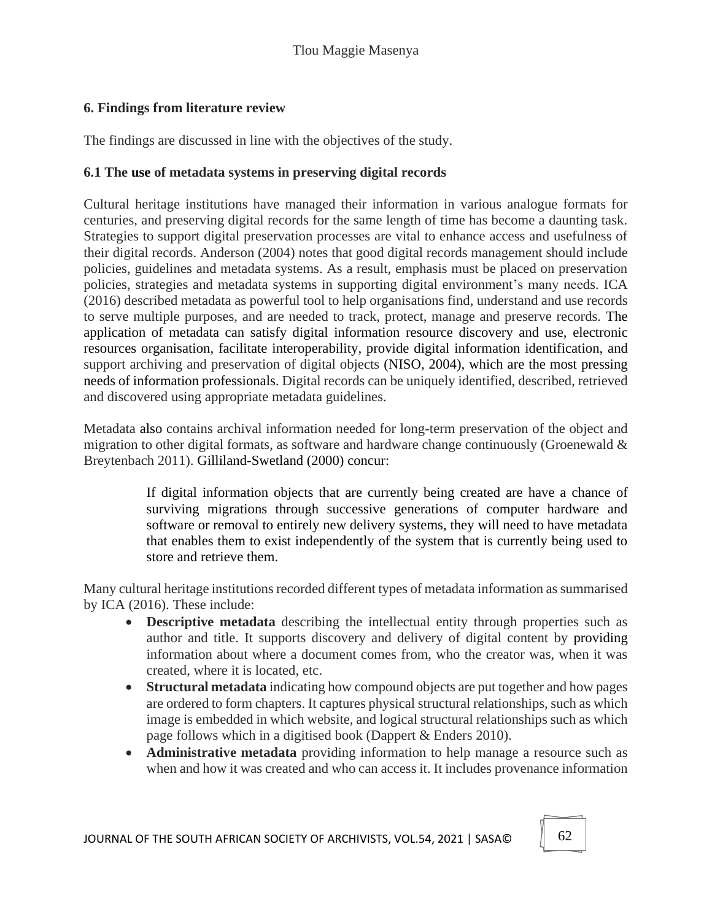## 6. Findings from literature review

The findings are discussed in line with the objectives of the study.

### 6.1 The use of metadata systems in preserving digital records

Cultural heritage institutions have managed their information in various analogue formats for centuries, and preserving digital records for the same length of time has become a daunting task. Strategies to support digital preservation processes are vital to enhance access and usefulness of their digital records. Anderson (2004) notes that good digital records management should include policies, guidelines and metadata systems. As a result, emphasis must be placed on preservation policies, strategies and metadata systems in supporting digital environment's many needs. ICA (2016) described metadata as powerful tool to help organisations find, understand and use records to serve multiple purposes, and are needed to track, protect, manage and preserve records. The application of metadata can satisfy digital information resource discovery and use, electronic resources organisation, facilitate interoperability, provide digital information identification, and support archiving and preservation of digital objects (NISO, 2004), which are the most pressing needs of information professionals. Digital records can be uniquely identified, described, retrieved and discovered using appropriate metadata guidelines.

Metadata also contains archival information needed for long-term preservation of the object and migration to other digital formats, as software and hardware change continuously (Groenewald & Breytenbach 2011). Gilliland-Swetland (2000) concur:

> If digital information objects that are currently being created are have a chance of surviving migrations through successive generations of computer hardware and software or removal to entirely new delivery systems, they will need to have metadata that enables them to exist independently of the system that is currently being used to store and retrieve them.

Many cultural heritage institutions recorded different types of metadata information as summarised by ICA (2016). These include:

- **Descriptive metadata** describing the intellectual entity through properties such as author and title. It supports discovery and delivery of digital content by providing information about where a document comes from, who the creator was, when it was created, where it is located, etc.
- **Structural metadata** indicating how compound objects are put together and how pages are ordered to form chapters. It captures physical structural relationships, such as which image is embedded in which website, and logical structural relationships such as which page follows which in a digitised book (Dappert & Enders 2010).
- **Administrative metadata** providing information to help manage a resource such as when and how it was created and who can access it. It includes provenance information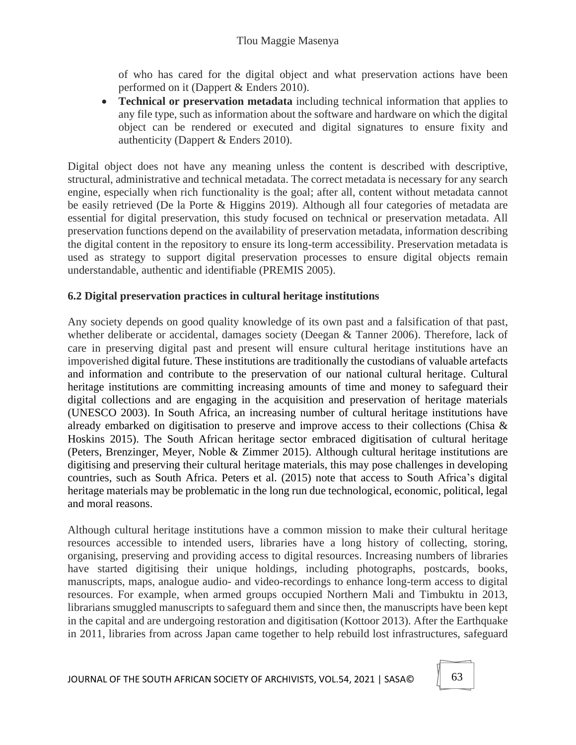of who has cared for the digital object and what preservation actions have been performed on it (Dappert & Enders 2010).

- **Technical or preservation metadata** including technical information that applies to any file type, such as information about the software and hardware on which the digital object can be rendered or executed and digital signatures to ensure fixity and authenticity (Dappert & Enders 2010).

Digital object does not have any meaning unless the content is described with descriptive, structural, administrative and technical metadata. The correct metadata is necessary for any search engine, especially when rich functionality is the goal; after all, content without metadata cannot be easily retrieved (De la Porte & Higgins 2019). Although all four categories of metadata are essential for digital preservation, this study focused on technical or preservation metadata. All preservation functions depend on the availability of preservation metadata, information describing the digital content in the repository to ensure its long-term accessibility. Preservation metadata is used as strategy to support digital preservation processes to ensure digital objects remain understandable, authentic and identifiable (PREMIS 2005).

### 6.2 Digital preservation practices in cultural heritage institutions

Any society depends on good quality knowledge of its own past and a falsification of that past, whether deliberate or accidental, damages society (Deegan & Tanner 2006). Therefore, lack of care in preserving digital past and present will ensure cultural heritage institutions have an impoverished digital future. These institutions are traditionally the custodians of valuable artefacts and information and contribute to the preservation of our national cultural heritage. Cultural heritage institutions are committing increasing amounts of time and money to safeguard their digital collections and are engaging in the acquisition and preservation of heritage materials (UNESCO 2003). In South Africa, an increasing number of cultural heritage institutions have already embarked on digitisation to preserve and improve access to their collections (Chisa & Hoskins 2015). The South African heritage sector embraced digitisation of cultural heritage (Peters, Brenzinger, Meyer, Noble & Zimmer 2015). Although cultural heritage institutions are digitising and preserving their cultural heritage materials, this may pose challenges in developing countries, such as South Africa. Peters et al. (2015) note that access to South Africa's digital heritage materials may be problematic in the long run due technological, economic, political, legal and moral reasons.

Although cultural heritage institutions have a common mission to make their cultural heritage resources accessible to intended users, libraries have a long history of collecting, storing, organising, preserving and providing access to digital resources. Increasing numbers of libraries have started digitising their unique holdings, including photographs, postcards, books, manuscripts, maps, analogue audio- and video-recordings to enhance long-term access to digital resources. For example, when armed groups occupied Northern Mali and Timbuktu in 2013, librarians smuggled manuscripts to safeguard them and since then, the manuscripts have been kept in the capital and are undergoing restoration and digitisation (Kottoor 2013). After the Earthquake in 2011, libraries from across Japan came together to help rebuild lost infrastructures, safeguard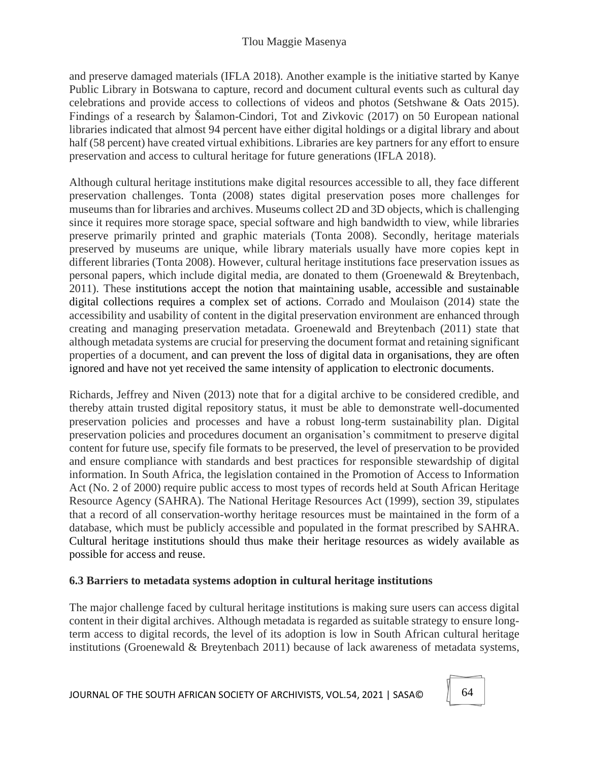and preserve damaged materials (IFLA 2018). Another example is the initiative started by Kanye Public Library in Botswana to capture, record and document cultural events such as cultural day celebrations and provide access to collections of videos and photos (Setshwane & Oats 2015). Findings of a research by Šalamon-Cindori, Tot and Zivkovic (2017) on 50 European national libraries indicated that almost 94 percent have either digital holdings or a digital library and about half (58 percent) have created virtual exhibitions. Libraries are key partners for any effort to ensure preservation and access to cultural heritage for future generations (IFLA 2018).

Although cultural heritage institutions make digital resources accessible to all, they face different preservation challenges. Tonta (2008) states digital preservation poses more challenges for museums than for libraries and archives. Museums collect 2D and 3D objects, which is challenging since it requires more storage space, special software and high bandwidth to view, while libraries preserve primarily printed and graphic materials (Tonta 2008). Secondly, heritage materials preserved by museums are unique, while library materials usually have more copies kept in different libraries (Tonta 2008). However, cultural heritage institutions face preservation issues as personal papers, which include digital media, are donated to them (Groenewald & Breytenbach, 2011). These institutions accept the notion that maintaining usable, accessible and sustainable digital collections requires a complex set of actions. Corrado and Moulaison (2014) state the accessibility and usability of content in the digital preservation environment are enhanced through creating and managing preservation metadata. Groenewald and Breytenbach (2011) state that although metadata systems are crucial for preserving the document format and retaining significant properties of a document, and can prevent the loss of digital data in organisations, they are often ignored and have not yet received the same intensity of application to electronic documents.

Richards, Jeffrey and Niven (2013) note that for a digital archive to be considered credible, and thereby attain trusted digital repository status, it must be able to demonstrate well-documented preservation policies and processes and have a robust long-term sustainability plan. Digital preservation policies and procedures document an organisation's commitment to preserve digital content for future use, specify file formats to be preserved, the level of preservation to be provided and ensure compliance with standards and best practices for responsible stewardship of digital information. In South Africa, the legislation contained in the Promotion of Access to Information Act (No. 2 of 2000) require public access to most types of records held at South African Heritage Resource Agency (SAHRA). The National Heritage Resources Act (1999), section 39, stipulates that a record of all conservation-worthy heritage resources must be maintained in the form of a database, which must be publicly accessible and populated in the format prescribed by SAHRA. Cultural heritage institutions should thus make their heritage resources as widely available as possible for access and reuse.

### 6.3 Barriers to metadata systems adoption in cultural heritage institutions

The major challenge faced by cultural heritage institutions is making sure users can access digital content in their digital archives. Although metadata is regarded as suitable strategy to ensure long-term access to digital records, the level of its adoption is low in South African cultural heritage institutions (Groenewald & Breytenbach 2011) because of lack awareness of metadata systems,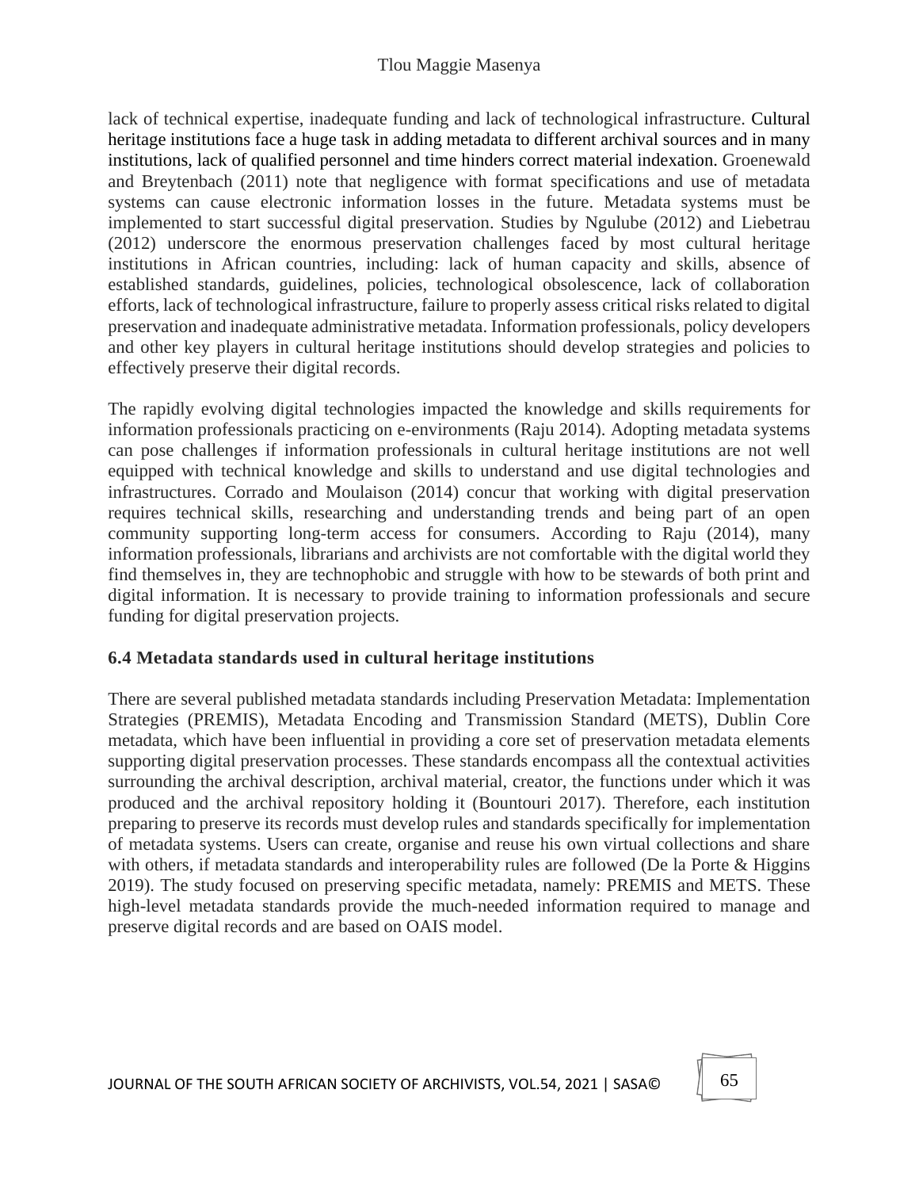lack of technical expertise, inadequate funding and lack of technological infrastructure. Cultural heritage institutions face a huge task in adding metadata to different archival sources and in many institutions, lack of qualified personnel and time hinders correct material indexation. Groenewald and Breytenbach (2011) note that negligence with format specifications and use of metadata systems can cause electronic information losses in the future. Metadata systems must be implemented to start successful digital preservation. Studies by Ngulube (2012) and Liebetrau (2012) underscore the enormous preservation challenges faced by most cultural heritage institutions in African countries, including: lack of human capacity and skills, absence of established standards, guidelines, policies, technological obsolescence, lack of collaboration efforts, lack of technological infrastructure, failure to properly assess critical risks related to digital preservation and inadequate administrative metadata. Information professionals, policy developers and other key players in cultural heritage institutions should develop strategies and policies to effectively preserve their digital records.

The rapidly evolving digital technologies impacted the knowledge and skills requirements for information professionals practicing on e-environments (Raju 2014). Adopting metadata systems can pose challenges if information professionals in cultural heritage institutions are not well equipped with technical knowledge and skills to understand and use digital technologies and infrastructures. Corrado and Moulaison (2014) concur that working with digital preservation requires technical skills, researching and understanding trends and being part of an open community supporting long-term access for consumers. According to Raju (2014), many information professionals, librarians and archivists are not comfortable with the digital world they find themselves in, they are technophobic and struggle with how to be stewards of both print and digital information. It is necessary to provide training to information professionals and secure funding for digital preservation projects.

### 6.4 Metadata standards used in cultural heritage institutions

There are several published metadata standards including Preservation Metadata: Implementation Strategies (PREMIS), Metadata Encoding and Transmission Standard (METS), Dublin Core metadata, which have been influential in providing a core set of preservation metadata elements supporting digital preservation processes. These standards encompass all the contextual activities surrounding the archival description, archival material, creator, the functions under which it was produced and the archival repository holding it (Bountouri 2017). Therefore, each institution preparing to preserve its records must develop rules and standards specifically for implementation of metadata systems. Users can create, organise and reuse his own virtual collections and share with others, if metadata standards and interoperability rules are followed (De la Porte & Higgins 2019). The study focused on preserving specific metadata, namely: PREMIS and METS. These high-level metadata standards provide the much-needed information required to manage and preserve digital records and are based on OAIS model.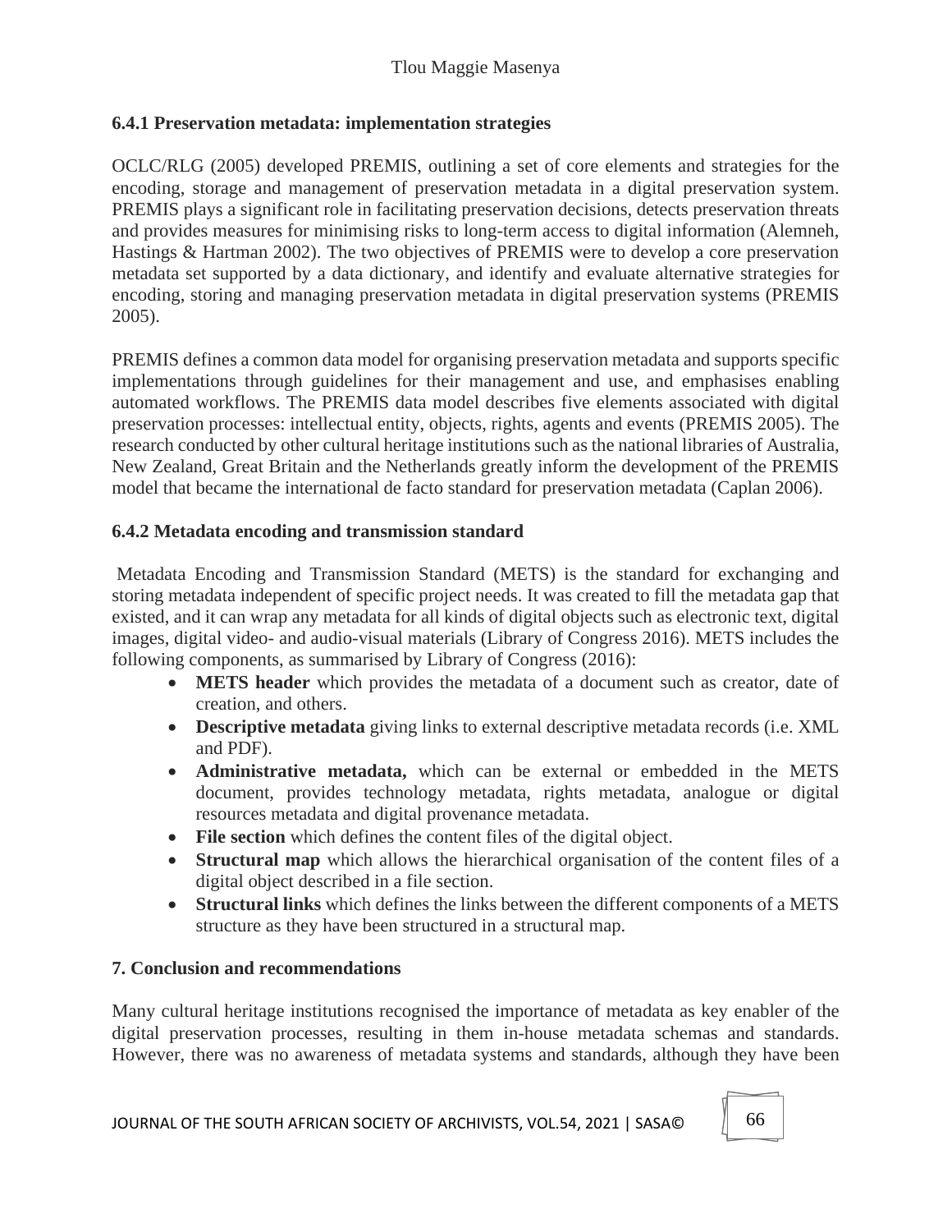### 6.4.1 Preservation metadata: implementation strategies

OCLC/RLG (2005) developed PREMIS, outlining a set of core elements and strategies for the encoding, storage and management of preservation metadata in a digital preservation system. PREMIS plays a significant role in facilitating preservation decisions, detects preservation threats and provides measures for minimising risks to long-term access to digital information (Alemneh, Hastings & Hartman 2002). The two objectives of PREMIS were to develop a core preservation metadata set supported by a data dictionary, and identify and evaluate alternative strategies for encoding, storing and managing preservation metadata in digital preservation systems (PREMIS 2005).

PREMIS defines a common data model for organising preservation metadata and supports specific implementations through guidelines for their management and use, and emphasises enabling automated workflows. The PREMIS data model describes five elements associated with digital preservation processes: intellectual entity, objects, rights, agents and events (PREMIS 2005). The research conducted by other cultural heritage institutions such as the national libraries of Australia, New Zealand, Great Britain and the Netherlands greatly inform the development of the PREMIS model that became the international de facto standard for preservation metadata (Caplan 2006).

### 6.4.2 Metadata encoding and transmission standard

Metadata Encoding and Transmission Standard (METS) is the standard for exchanging and storing metadata independent of specific project needs. It was created to fill the metadata gap that existed, and it can wrap any metadata for all kinds of digital objects such as electronic text, digital images, digital video- and audio-visual materials (Library of Congress 2016). METS includes the following components, as summarised by Library of Congress (2016):

- **METS header** which provides the metadata of a document such as creator, date of creation, and others.
- **Descriptive metadata** giving links to external descriptive metadata records (i.e. XML and PDF).
- **Administrative metadata,** which can be external or embedded in the METS document, provides technology metadata, rights metadata, analogue or digital resources metadata and digital provenance metadata.
- **File section** which defines the content files of the digital object.
- **Structural map** which allows the hierarchical organisation of the content files of a digital object described in a file section.
- **Structural links** which defines the links between the different components of a METS structure as they have been structured in a structural map.

## 7. Conclusion and recommendations

Many cultural heritage institutions recognised the importance of metadata as key enabler of the digital preservation processes, resulting in them in-house metadata schemas and standards. However, there was no awareness of metadata systems and standards, although they have been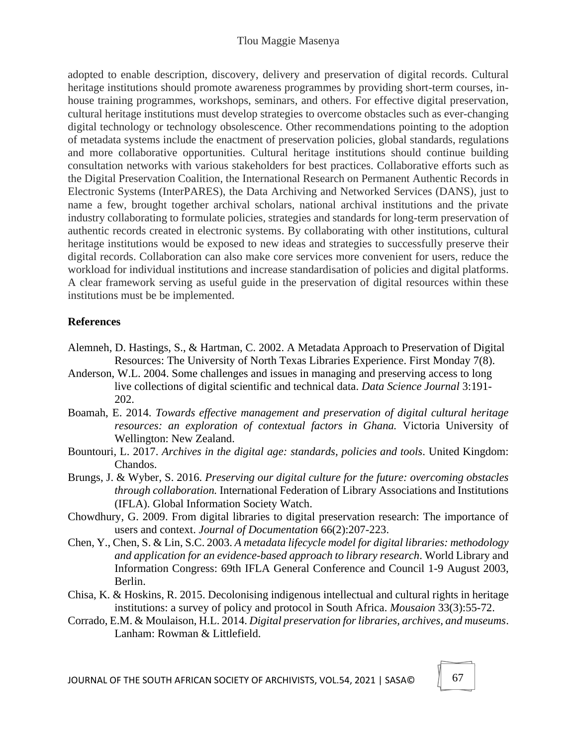adopted to enable description, discovery, delivery and preservation of digital records. Cultural heritage institutions should promote awareness programmes by providing short-term courses, in-house training programmes, workshops, seminars, and others. For effective digital preservation, cultural heritage institutions must develop strategies to overcome obstacles such as ever-changing digital technology or technology obsolescence. Other recommendations pointing to the adoption of metadata systems include the enactment of preservation policies, global standards, regulations and more collaborative opportunities. Cultural heritage institutions should continue building consultation networks with various stakeholders for best practices. Collaborative efforts such as the Digital Preservation Coalition, the International Research on Permanent Authentic Records in Electronic Systems (InterPARES), the Data Archiving and Networked Services (DANS), just to name a few, brought together archival scholars, national archival institutions and the private industry collaborating to formulate policies, strategies and standards for long-term preservation of authentic records created in electronic systems. By collaborating with other institutions, cultural heritage institutions would be exposed to new ideas and strategies to successfully preserve their digital records. Collaboration can also make core services more convenient for users, reduce the workload for individual institutions and increase standardisation of policies and digital platforms. A clear framework serving as useful guide in the preservation of digital resources within these institutions must be be implemented.

**References**

Alemneh, D. Hastings, S., & Hartman, C. 2002. A Metadata Approach to Preservation of Digital Resources: The University of North Texas Libraries Experience. First Monday 7(8).

Anderson, W.L. 2004. Some challenges and issues in managing and preserving access to long live collections of digital scientific and technical data. *Data Science Journal* 3:191-202.

Boamah, E. 2014. *Towards effective management and preservation of digital cultural heritage resources: an exploration of contextual factors in Ghana.* Victoria University of Wellington: New Zealand.

Bountouri, L. 2017. *Archives in the digital age: standards, policies and tools*. United Kingdom: Chandos.

Brungs, J. & Wyber, S. 2016. *Preserving our digital culture for the future: overcoming obstacles through collaboration.* International Federation of Library Associations and Institutions (IFLA). Global Information Society Watch.

Chowdhury, G. 2009. From digital libraries to digital preservation research: The importance of users and context. *Journal of Documentation* 66(2):207-223.

Chen, Y., Chen, S. & Lin, S.C. 2003. *A metadata lifecycle model for digital libraries: methodology and application for an evidence-based approach to library research*. World Library and Information Congress: 69th IFLA General Conference and Council 1-9 August 2003, Berlin.

Chisa, K. & Hoskins, R. 2015. Decolonising indigenous intellectual and cultural rights in heritage institutions: a survey of policy and protocol in South Africa. *Mousaion* 33(3):55-72.

Corrado, E.M. & Moulaison, H.L. 2014. *Digital preservation for libraries, archives, and museums*. Lanham: Rowman & Littlefield.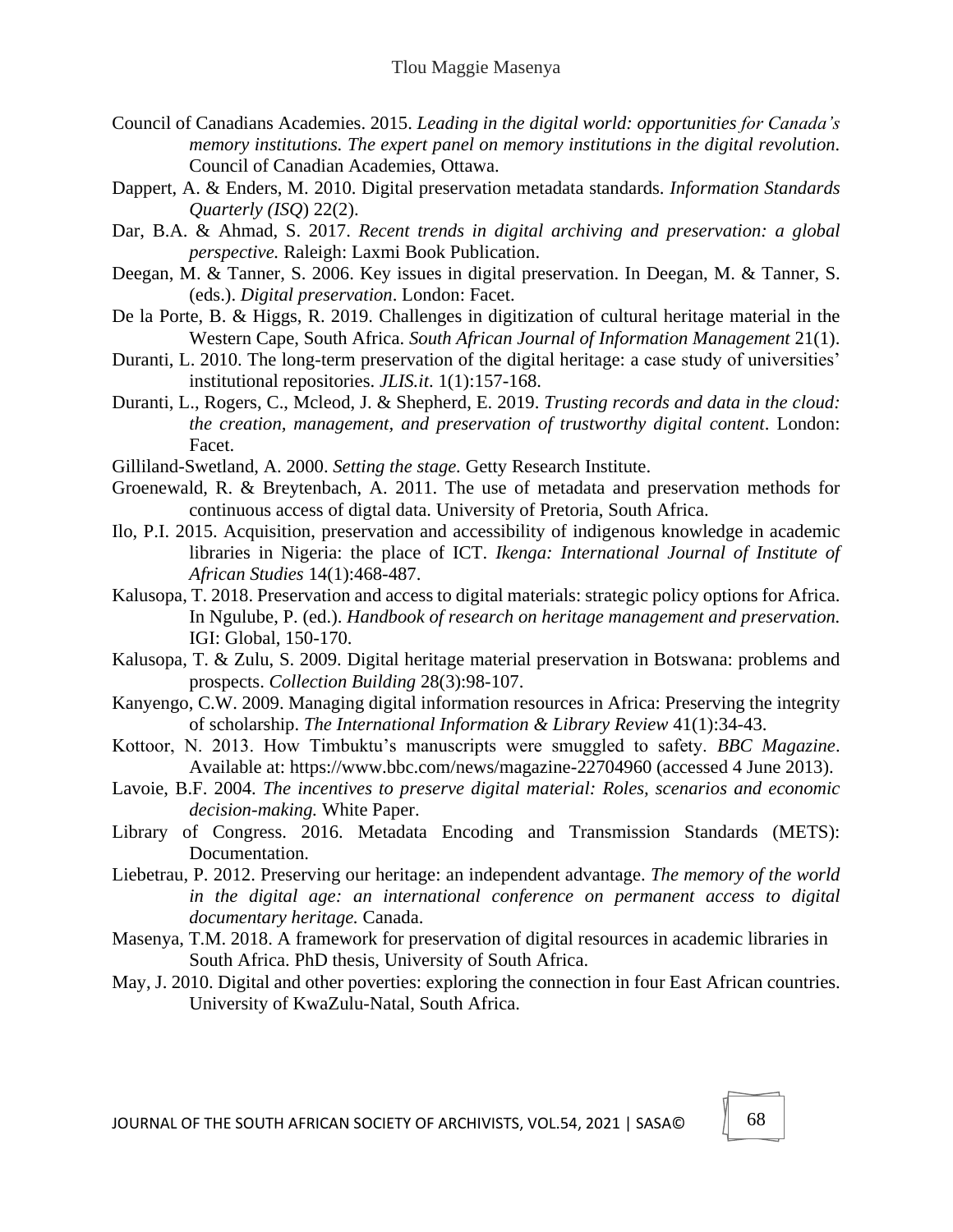Council of Canadians Academies. 2015. *Leading in the digital world: opportunities for Canada's memory institutions. The expert panel on memory institutions in the digital revolution*. Council of Canadian Academies, Ottawa.

Dappert, A. & Enders, M. 2010. Digital preservation metadata standards. *Information Standards Quarterly (ISQ*) 22(2).

Dar, B.A. & Ahmad, S. 2017. *Recent trends in digital archiving and preservation: a global perspective.* Raleigh: Laxmi Book Publication.

Deegan, M. & Tanner, S. 2006. Key issues in digital preservation. In Deegan, M. & Tanner, S. (eds.). *Digital preservation*. London: Facet.

De la Porte, B. & Higgs, R. 2019. Challenges in digitization of cultural heritage material in the Western Cape, South Africa. *South African Journal of Information Management* 21(1).

Duranti, L. 2010. The long-term preservation of the digital heritage: a case study of universities' institutional repositories. *JLIS.it*. 1(1):157-168.

Duranti, L., Rogers, C., Mcleod, J. & Shepherd, E. 2019. *Trusting records and data in the cloud: the creation, management, and preservation of trustworthy digital content*. London: Facet.

Gilliland-Swetland, A. 2000. *Setting the stage.* Getty Research Institute.

Groenewald, R. & Breytenbach, A. 2011. The use of metadata and preservation methods for continuous access of digtal data. University of Pretoria, South Africa.

Ilo, P.I. 2015. Acquisition, preservation and accessibility of indigenous knowledge in academic libraries in Nigeria: the place of ICT. *Ikenga: International Journal of Institute of African Studies* 14(1):468-487.

Kalusopa, T. 2018. Preservation and access to digital materials: strategic policy options for Africa. In Ngulube, P. (ed.). *Handbook of research on heritage management and preservation.* IGI: Global, 150-170.

Kalusopa, T. & Zulu, S. 2009. Digital heritage material preservation in Botswana: problems and prospects. *Collection Building* 28(3):98-107.

Kanyengo, C.W. 2009. Managing digital information resources in Africa: Preserving the integrity of scholarship. *The International Information & Library Review* 41(1):34-43.

Kottoor, N. 2013. How Timbuktu's manuscripts were smuggled to safety. *BBC Magazine*. Available at: https://www.bbc.com/news/magazine-22704960 (accessed 4 June 2013).

Lavoie, B.F. 2004. *The incentives to preserve digital material: Roles, scenarios and economic decision-making.* White Paper.

Library of Congress. 2016. Metadata Encoding and Transmission Standards (METS): Documentation.

Liebetrau, P. 2012. Preserving our heritage: an independent advantage. *The memory of the world in the digital age: an international conference on permanent access to digital documentary heritage.* Canada.

Masenya, T.M. 2018. A framework for preservation of digital resources in academic libraries in South Africa. PhD thesis, University of South Africa.

May, J. 2010. Digital and other poverties: exploring the connection in four East African countries. University of KwaZulu-Natal, South Africa.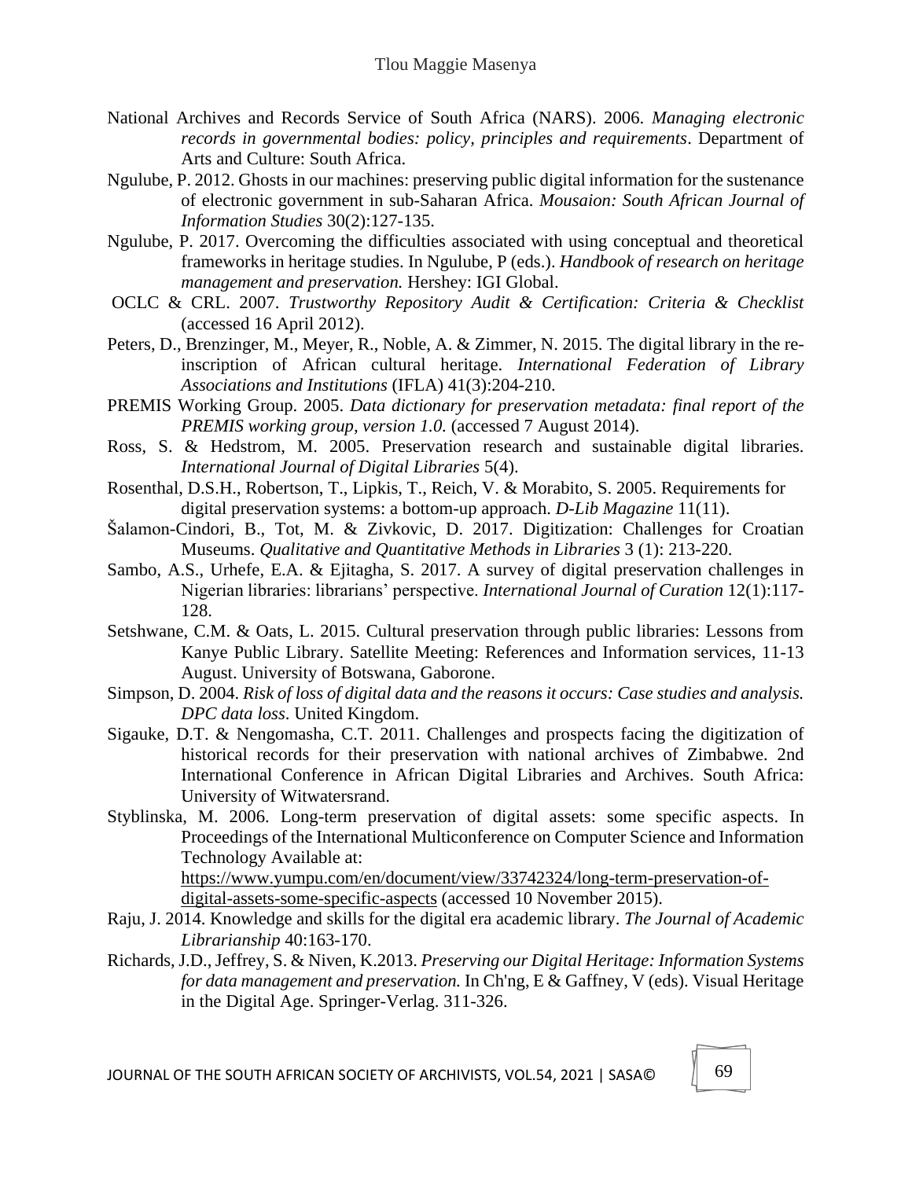National Archives and Records Service of South Africa (NARS). 2006. *Managing electronic records in governmental bodies: policy, principles and requirements*. Department of Arts and Culture: South Africa.

Ngulube, P. 2012. Ghosts in our machines: preserving public digital information for the sustenance of electronic government in sub-Saharan Africa. *Mousaion: South African Journal of Information Studies* 30(2):127-135.

Ngulube, P. 2017. Overcoming the difficulties associated with using conceptual and theoretical frameworks in heritage studies. In Ngulube, P (eds.). *Handbook of research on heritage management and preservation.* Hershey: IGI Global.

OCLC & CRL. 2007. *Trustworthy Repository Audit & Certification: Criteria & Checklist* (accessed 16 April 2012).

Peters, D., Brenzinger, M., Meyer, R., Noble, A. & Zimmer, N. 2015. The digital library in the re-inscription of African cultural heritage. *International Federation of Library Associations and Institutions* (IFLA) 41(3):204-210.

PREMIS Working Group. 2005. *Data dictionary for preservation metadata: final report of the PREMIS working group, version 1.0.* (accessed 7 August 2014).

Ross, S. & Hedstrom, M. 2005. Preservation research and sustainable digital libraries. *International Journal of Digital Libraries* 5(4).

Rosenthal, D.S.H., Robertson, T., Lipkis, T., Reich, V. & Morabito, S. 2005. Requirements for digital preservation systems: a bottom-up approach. *D-Lib Magazine* 11(11).

Šalamon-Cindori, B., Tot, M. & Zivkovic, D. 2017. Digitization: Challenges for Croatian Museums. *Qualitative and Quantitative Methods in Libraries* 3 (1): 213-220.

Sambo, A.S., Urhefe, E.A. & Ejitagha, S. 2017. A survey of digital preservation challenges in Nigerian libraries: librarians' perspective. *International Journal of Curation* 12(1):117-128.

Setshwane, C.M. & Oats, L. 2015. Cultural preservation through public libraries: Lessons from Kanye Public Library. Satellite Meeting: References and Information services, 11-13 August. University of Botswana, Gaborone.

Simpson, D. 2004. *Risk of loss of digital data and the reasons it occurs: Case studies and analysis. DPC data loss*. United Kingdom.

Sigauke, D.T. & Nengomasha, C.T. 2011. Challenges and prospects facing the digitization of historical records for their preservation with national archives of Zimbabwe. 2nd International Conference in African Digital Libraries and Archives. South Africa: University of Witwatersrand.

Styblinska, M. 2006. Long-term preservation of digital assets: some specific aspects. In Proceedings of the International Multiconference on Computer Science and Information Technology Available at: https://www.yumpu.com/en/document/view/33742324/long-term-preservation-of-digital-assets-some-specific-aspects (accessed 10 November 2015).

Raju, J. 2014. Knowledge and skills for the digital era academic library. *The Journal of Academic Librarianship* 40:163-170.

Richards, J.D., Jeffrey, S. & Niven, K.2013. *Preserving our Digital Heritage: Information Systems for data management and preservation.* In Ch'ng, E & Gaffney, V (eds). Visual Heritage in the Digital Age. Springer-Verlag. 311-326.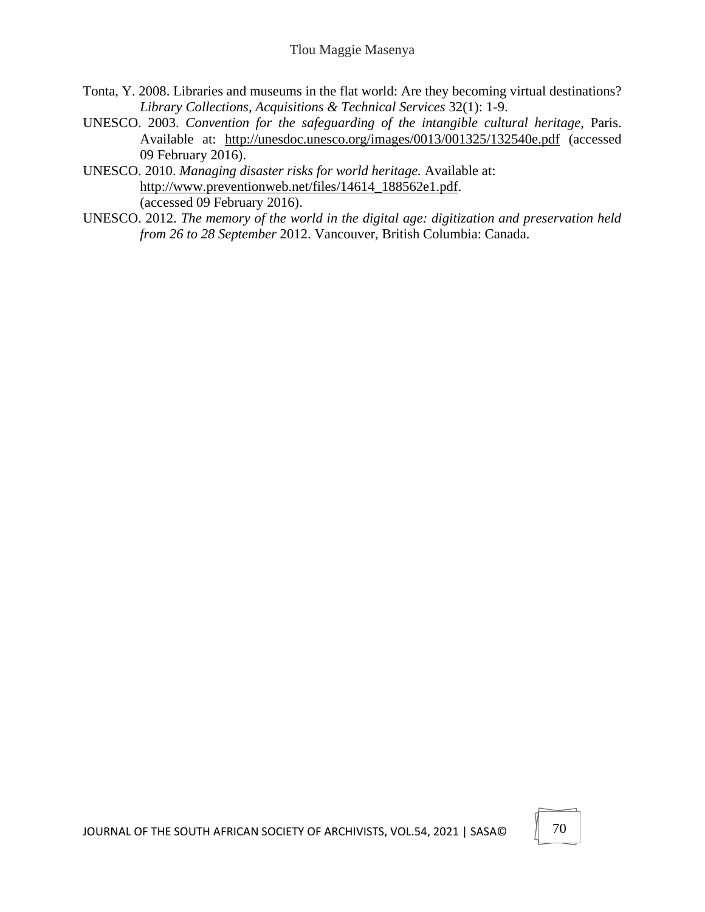Tonta, Y. 2008. Libraries and museums in the flat world: Are they becoming virtual destinations? *Library Collections, Acquisitions & Technical Services* 32(1): 1-9.

UNESCO. 2003. *Convention for the safeguarding of the intangible cultural heritage*, Paris. Available at: http://unesdoc.unesco.org/images/0013/001325/132540e.pdf (accessed 09 February 2016).

UNESCO. 2010. *Managing disaster risks for world heritage.* Available at: http://www.preventionweb.net/files/14614_188562e1.pdf. (accessed 09 February 2016).

UNESCO. 2012. *The memory of the world in the digital age: digitization and preservation held from 26 to 28 September* 2012. Vancouver, British Columbia: Canada.